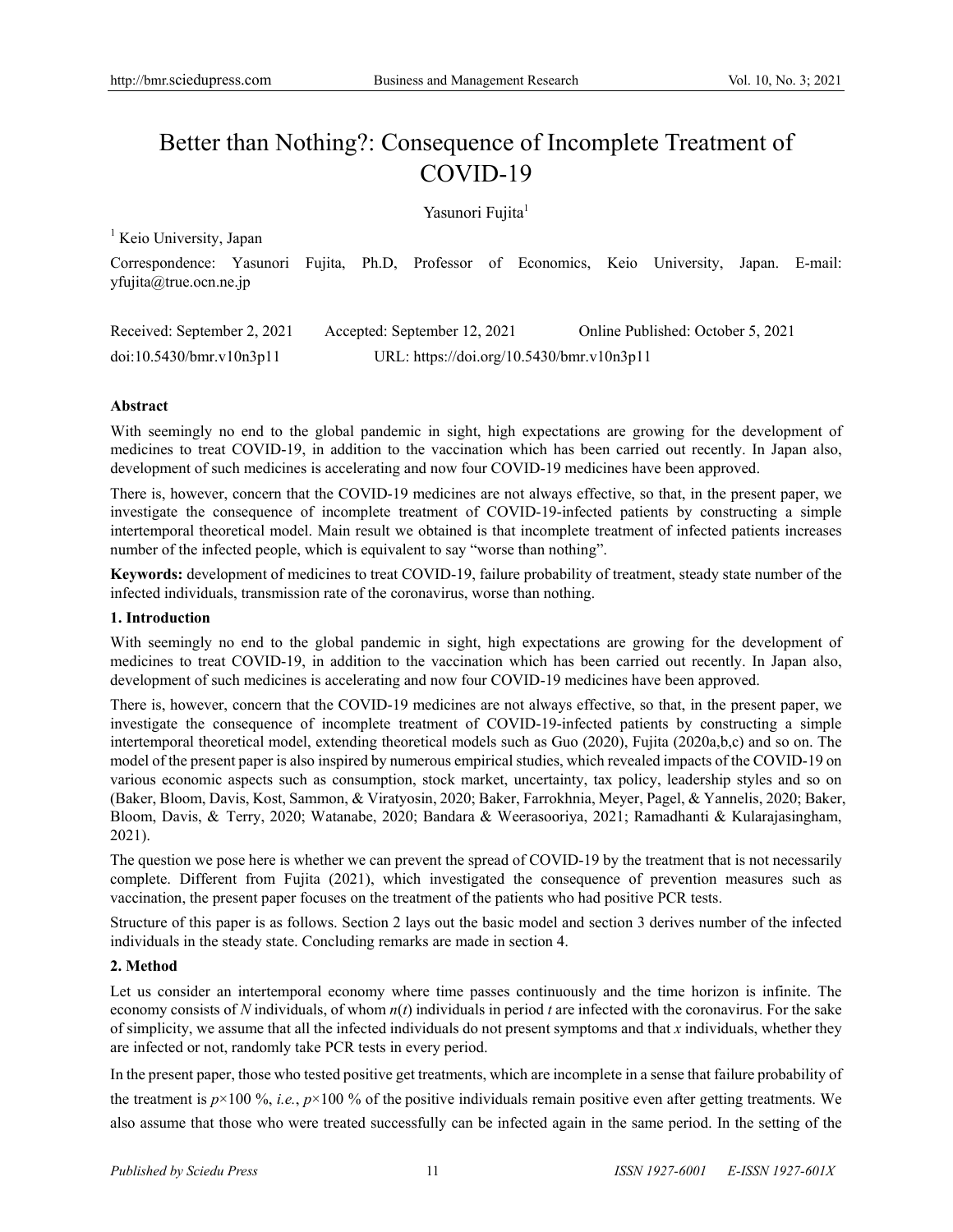# Better than Nothing?: Consequence of Incomplete Treatment of COVID-19

Yasunori Fujita[1]

[1] Keio University, Japan

Correspondence: Yasunori Fujita, Ph.D, Professor of Economics, Keio University, Japan. E-mail: yfujita@true.ocn.ne.jp

Received: September 2, 2021 Accepted: September 12, 2021 Online Published: October 5, 2021

doi:10.5430/bmr.v10n3p11 URL: https://doi.org/10.5430/bmr.v10n3p11

**Abstract**

With seemingly no end to the global pandemic in sight, high expectations are growing for the development of medicines to treat COVID-19, in addition to the vaccination which has been carried out recently. In Japan also, development of such medicines is accelerating and now four COVID-19 medicines have been approved.

There is, however, concern that the COVID-19 medicines are not always effective, so that, in the present paper, we investigate the consequence of incomplete treatment of COVID-19-infected patients by constructing a simple intertemporal theoretical model. Main result we obtained is that incomplete treatment of infected patients increases number of the infected people, which is equivalent to say "worse than nothing".

**Keywords:** development of medicines to treat COVID-19, failure probability of treatment, steady state number of the infected individuals, transmission rate of the coronavirus, worse than nothing.

## 1. Introduction

With seemingly no end to the global pandemic in sight, high expectations are growing for the development of medicines to treat COVID-19, in addition to the vaccination which has been carried out recently. In Japan also, development of such medicines is accelerating and now four COVID-19 medicines have been approved.

There is, however, concern that the COVID-19 medicines are not always effective, so that, in the present paper, we investigate the consequence of incomplete treatment of COVID-19-infected patients by constructing a simple intertemporal theoretical model, extending theoretical models such as Guo (2020), Fujita (2020a,b,c) and so on. The model of the present paper is also inspired by numerous empirical studies, which revealed impacts of the COVID-19 on various economic aspects such as consumption, stock market, uncertainty, tax policy, leadership styles and so on (Baker, Bloom, Davis, Kost, Sammon, & Viratyosin, 2020; Baker, Farrokhnia, Meyer, Pagel, & Yannelis, 2020; Baker, Bloom, Davis, & Terry, 2020; Watanabe, 2020; Bandara & Weerasooriya, 2021; Ramadhanti & Kularajasingham, 2021).

The question we pose here is whether we can prevent the spread of COVID-19 by the treatment that is not necessarily complete. Different from Fujita (2021), which investigated the consequence of prevention measures such as vaccination, the present paper focuses on the treatment of the patients who had positive PCR tests.

Structure of this paper is as follows. Section 2 lays out the basic model and section 3 derives number of the infected individuals in the steady state. Concluding remarks are made in section 4.

## 2. Method

Let us consider an intertemporal economy where time passes continuously and the time horizon is infinite. The economy consists of $N$ individuals, of whom $n(t)$ individuals in period $t$ are infected with the coronavirus. For the sake of simplicity, we assume that all the infected individuals do not present symptoms and that $x$ individuals, whether they are infected or not, randomly take PCR tests in every period.

In the present paper, those who tested positive get treatments, which are incomplete in a sense that failure probability of the treatment is $p\times 100$ %, *i.e.*, $p\times 100$ % of the positive individuals remain positive even after getting treatments. We also assume that those who were treated successfully can be infected again in the same period. In the setting of the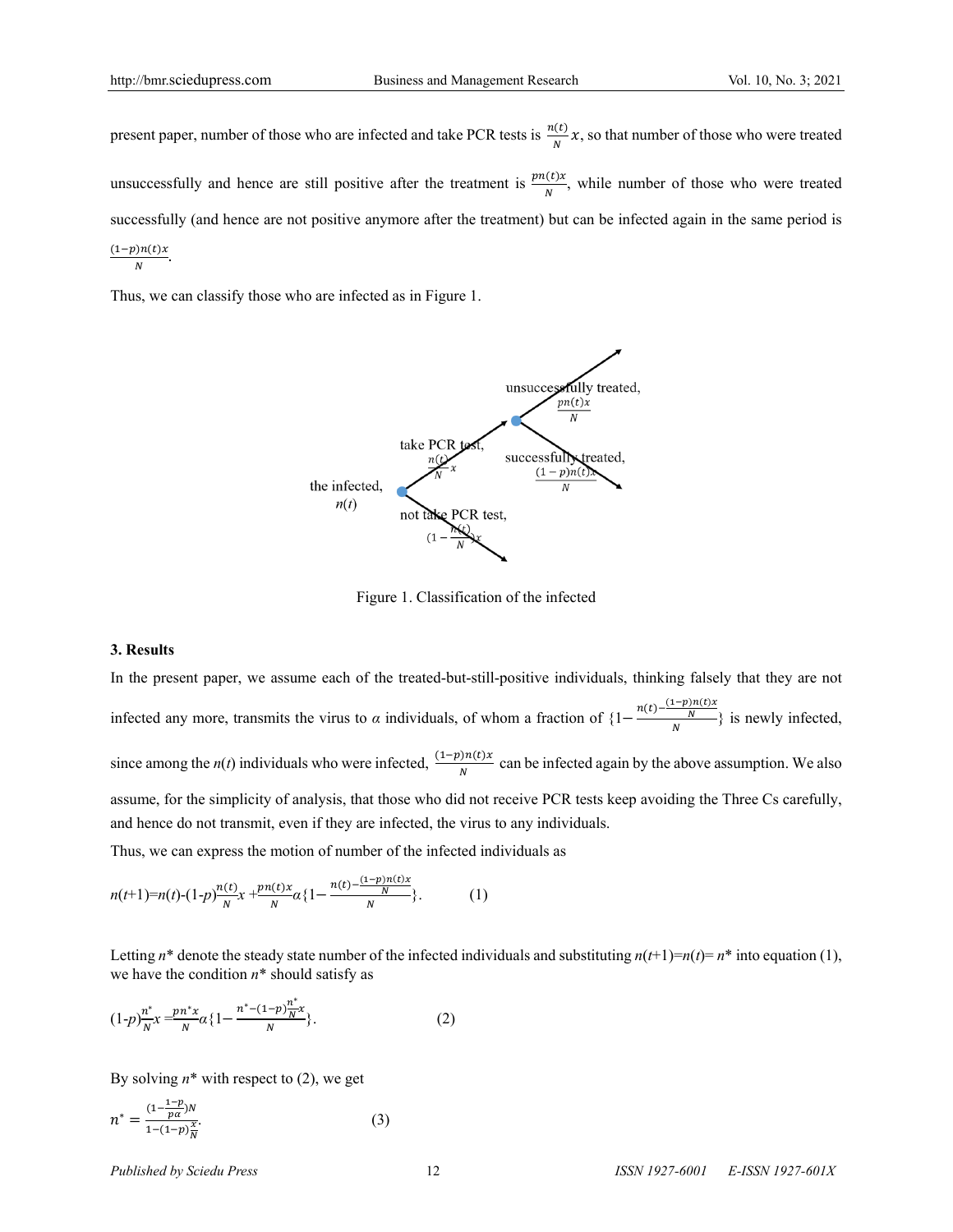present paper, number of those who are infected and take PCR tests is $\frac{n(t)}{N}x$, so that number of those who were treated unsuccessfully and hence are still positive after the treatment is $\frac{pn(t)x}{N}$, while number of those who were treated successfully (and hence are not positive anymore after the treatment) but can be infected again in the same period is $\frac{(1-p)n(t)x}{N}$.

Thus, we can classify those who are infected as in Figure 1.

Figure 1. Classification of the infected

### 3. Results

In the present paper, we assume each of the treated-but-still-positive individuals, thinking falsely that they are not infected any more, transmits the virus to $\alpha$ individuals, of whom a fraction of $\{1-\frac{n(t)-\frac{(1-p)n(t)x}{N}}{N}\}$ is newly infected, since among the $n(t)$ individuals who were infected, $\frac{(1-p)n(t)x}{N}$ can be infected again by the above assumption. We also assume, for the simplicity of analysis, that those who did not receive PCR tests keep avoiding the Three Cs carefully, and hence do not transmit, even if they are infected, the virus to any individuals.

Thus, we can express the motion of number of the infected individuals as

$$n(t+1)=n(t)-(1-p)\frac{n(t)}{N}x+\frac{pn(t)x}{N}\alpha\{1-\frac{n(t)-\frac{(1-p)n(t)x}{N}}{N}\}. \qquad (1)$$

Letting $n^*$ denote the steady state number of the infected individuals and substituting $n(t+1)=n(t)=n^*$ into equation (1), we have the condition $n^*$ should satisfy as

$$(1-p)\frac{n^*}{N}x=\frac{pn^*x}{N}\alpha\{1-\frac{n^*-(1-p)\frac{n^*}{N}x}{N}\}. \qquad (2)$$

By solving $n^*$ with respect to (2), we get

$$n^*=\frac{(1-\frac{1-p}{p\alpha})N}{1-(1-p)\frac{x}{N}}. \qquad (3)$$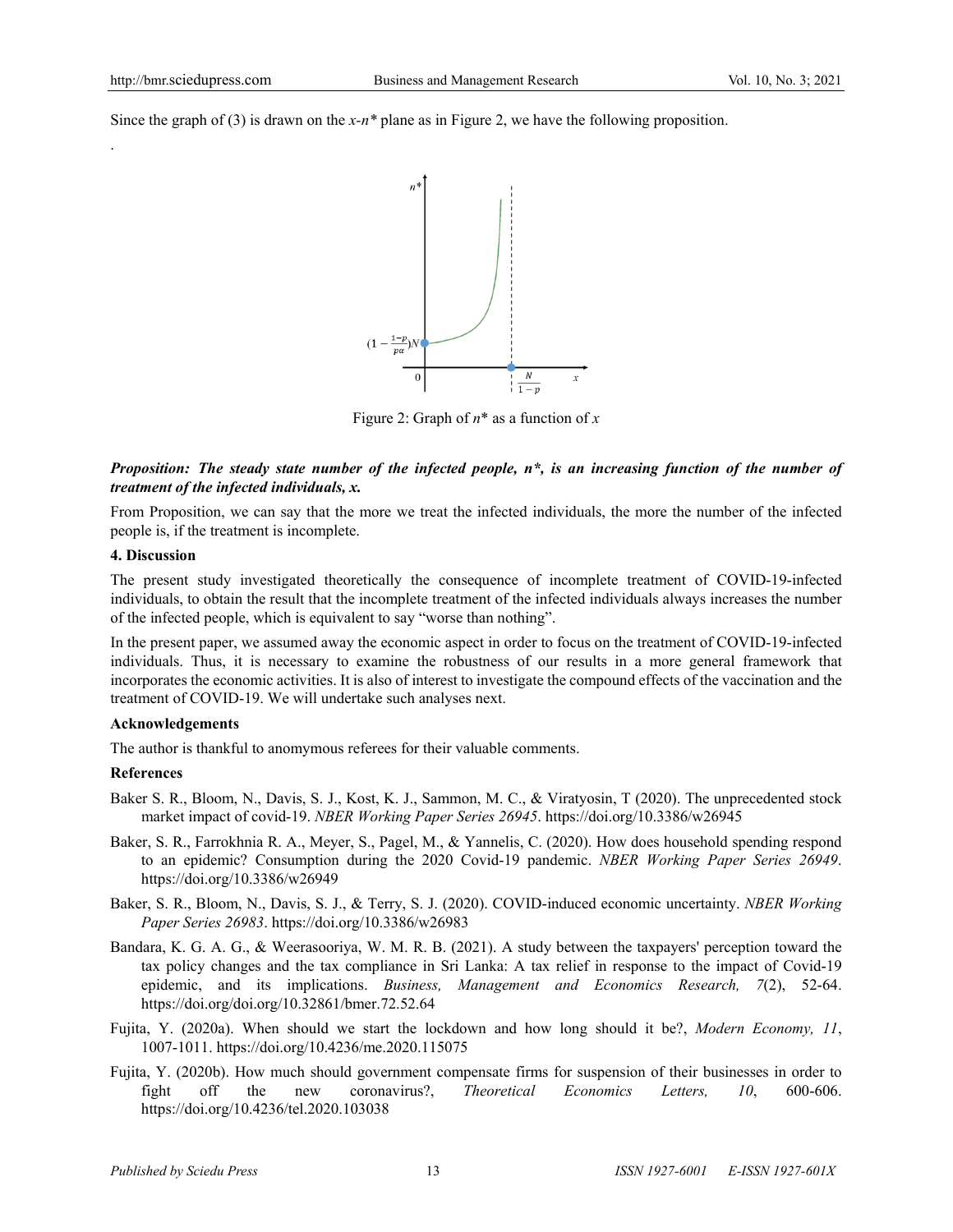Since the graph of (3) is drawn on the $x$-$n^*$ plane as in Figure 2, we have the following proposition.

.

Figure 2: Graph of $n^*$ as a function of $x$

***Proposition: The steady state number of the infected people, $n^*$, is an increasing function of the number of treatment of the infected individuals, $x$.***

From Proposition, we can say that the more we treat the infected individuals, the more the number of the infected people is, if the treatment is incomplete.

## 4. Discussion

The present study investigated theoretically the consequence of incomplete treatment of COVID-19-infected individuals, to obtain the result that the incomplete treatment of the infected individuals always increases the number of the infected people, which is equivalent to say "worse than nothing".

In the present paper, we assumed away the economic aspect in order to focus on the treatment of COVID-19-infected individuals. Thus, it is necessary to examine the robustness of our results in a more general framework that incorporates the economic activities. It is also of interest to investigate the compound effects of the vaccination and the treatment of COVID-19. We will undertake such analyses next.

## Acknowledgements

The author is thankful to anomymous referees for their valuable comments.

## References

Baker S. R., Bloom, N., Davis, S. J., Kost, K. J., Sammon, M. C., & Viratyosin, T (2020). The unprecedented stock market impact of covid-19. *NBER Working Paper Series 26945*. https://doi.org/10.3386/w26945

Baker, S. R., Farrokhnia R. A., Meyer, S., Pagel, M., & Yannelis, C. (2020). How does household spending respond to an epidemic? Consumption during the 2020 Covid-19 pandemic. *NBER Working Paper Series 26949*. https://doi.org/10.3386/w26949

Baker, S. R., Bloom, N., Davis, S. J., & Terry, S. J. (2020). COVID-induced economic uncertainty. *NBER Working Paper Series 26983*. https://doi.org/10.3386/w26983

Bandara, K. G. A. G., & Weerasooriya, W. M. R. B. (2021). A study between the taxpayers' perception toward the tax policy changes and the tax compliance in Sri Lanka: A tax relief in response to the impact of Covid-19 epidemic, and its implications. *Business, Management and Economics Research, 7*(2), 52-64. https://doi.org/doi.org/10.32861/bmer.72.52.64

Fujita, Y. (2020a). When should we start the lockdown and how long should it be?, *Modern Economy, 11*, 1007-1011. https://doi.org/10.4236/me.2020.115075

Fujita, Y. (2020b). How much should government compensate firms for suspension of their businesses in order to fight off the new coronavirus?, *Theoretical Economics Letters, 10*, 600-606. https://doi.org/10.4236/tel.2020.103038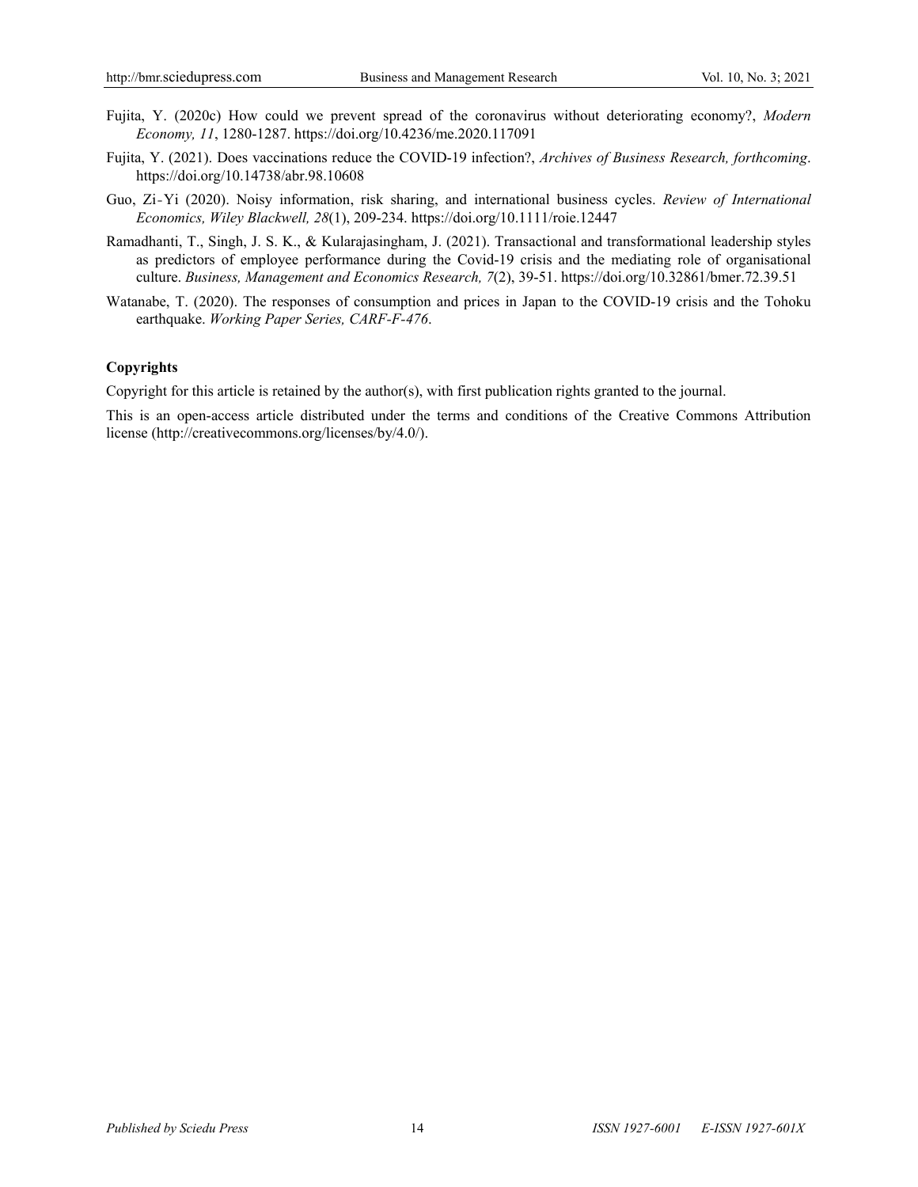Fujita, Y. (2020c) How could we prevent spread of the coronavirus without deteriorating economy?, *Modern Economy, 11*, 1280-1287. https://doi.org/10.4236/me.2020.117091

Fujita, Y. (2021). Does vaccinations reduce the COVID-19 infection?, *Archives of Business Research, forthcoming*. https://doi.org/10.14738/abr.98.10608

Guo, Zi-Yi (2020). Noisy information, risk sharing, and international business cycles. *Review of International Economics, Wiley Blackwell, 28*(1), 209-234. https://doi.org/10.1111/roie.12447

Ramadhanti, T., Singh, J. S. K., & Kularajasingham, J. (2021). Transactional and transformational leadership styles as predictors of employee performance during the Covid-19 crisis and the mediating role of organisational culture. *Business, Management and Economics Research, 7*(2), 39-51. https://doi.org/10.32861/bmer.72.39.51

Watanabe, T. (2020). The responses of consumption and prices in Japan to the COVID-19 crisis and the Tohoku earthquake. *Working Paper Series, CARF-F-476*.

**Copyrights**

Copyright for this article is retained by the author(s), with first publication rights granted to the journal.

This is an open-access article distributed under the terms and conditions of the Creative Commons Attribution license (http://creativecommons.org/licenses/by/4.0/).